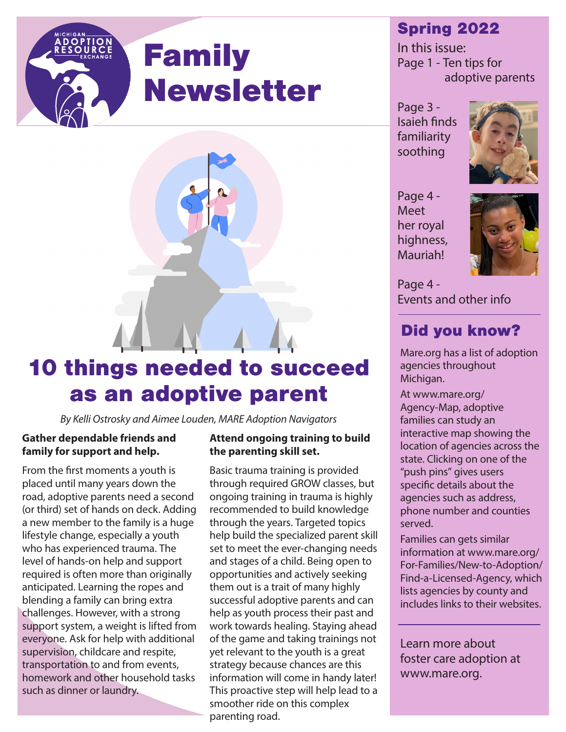MICHIGAN ADOPTION RESOURCE EXCHANGE

# Family Newsletter

## Spring 2022

In this issue:
Page 1 - Ten tips for adoptive parents

Page 3 - Isaieh finds familiarity soothing

Page 4 - Meet her royal highness, Mauriah!

Page 4 - Events and other info

# 10 things needed to succeed as an adoptive parent

*By Kelli Ostrosky and Aimee Louden, MARE Adoption Navigators*

**Gather dependable friends and family for support and help.**

From the first moments a youth is placed until many years down the road, adoptive parents need a second (or third) set of hands on deck. Adding a new member to the family is a huge lifestyle change, especially a youth who has experienced trauma. The level of hands-on help and support required is often more than originally anticipated. Learning the ropes and blending a family can bring extra challenges. However, with a strong support system, a weight is lifted from everyone. Ask for help with additional supervision, childcare and respite, transportation to and from events, homework and other household tasks such as dinner or laundry.

**Attend ongoing training to build the parenting skill set.**

Basic trauma training is provided through required GROW classes, but ongoing training in trauma is highly recommended to build knowledge through the years. Targeted topics help build the specialized parent skill set to meet the ever-changing needs and stages of a child. Being open to opportunities and actively seeking them out is a trait of many highly successful adoptive parents and can help as youth process their past and work towards healing. Staying ahead of the game and taking trainings not yet relevant to the youth is a great strategy because chances are this information will come in handy later! This proactive step will help lead to a smoother ride on this complex parenting road.

## Did you know?

Mare.org has a list of adoption agencies throughout Michigan.

At www.mare.org/Agency-Map, adoptive families can study an interactive map showing the location of agencies across the state. Clicking on one of the "push pins" gives users specific details about the agencies such as address, phone number and counties served.

Families can gets similar information at www.mare.org/For-Families/New-to-Adoption/Find-a-Licensed-Agency, which lists agencies by county and includes links to their websites.

Learn more about foster care adoption at www.mare.org.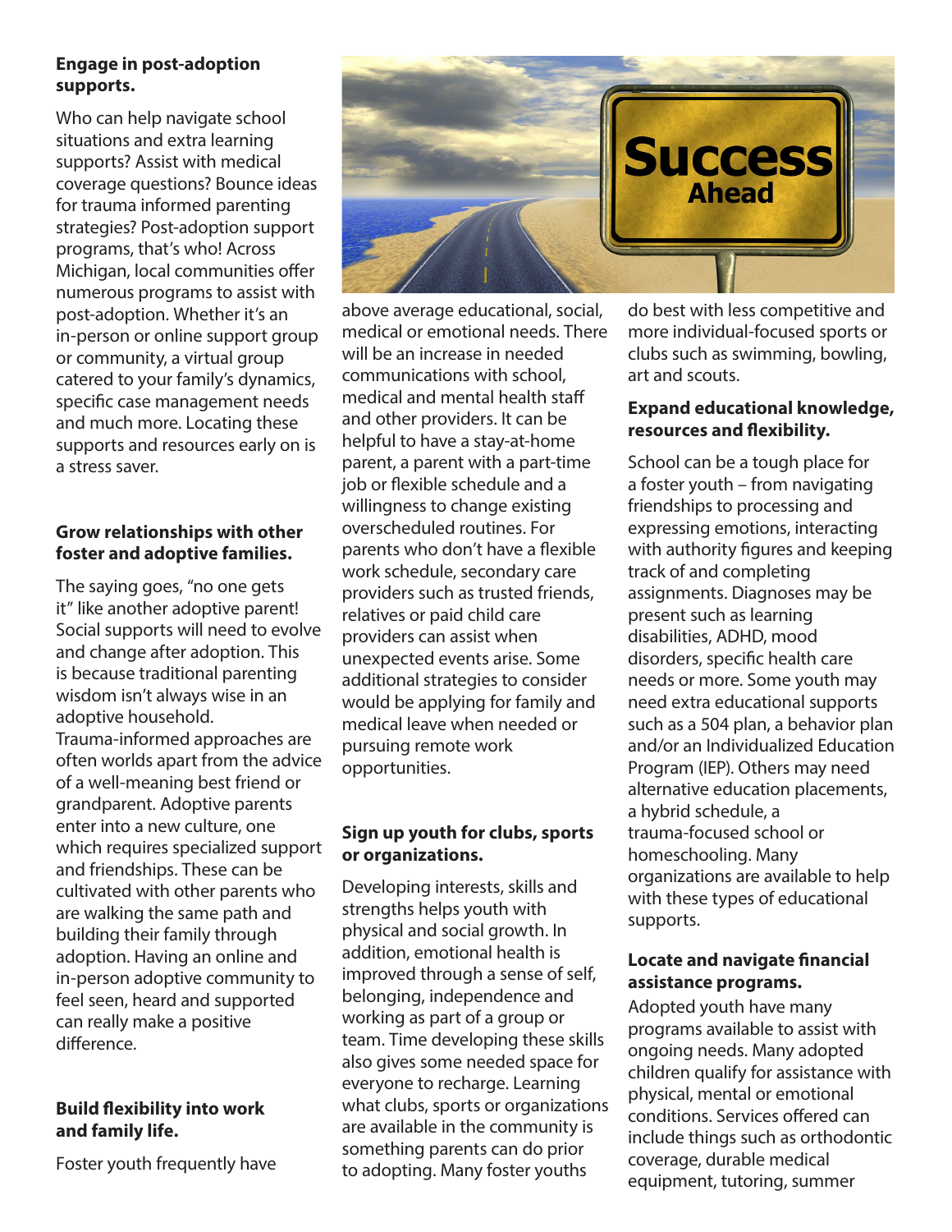**Engage in post-adoption supports.**

Who can help navigate school situations and extra learning supports? Assist with medical coverage questions? Bounce ideas for trauma informed parenting strategies? Post-adoption support programs, that's who! Across Michigan, local communities offer numerous programs to assist with post-adoption. Whether it's an in-person or online support group or community, a virtual group catered to your family's dynamics, specific case management needs and much more. Locating these supports and resources early on is a stress saver.

**Grow relationships with other foster and adoptive families.**

The saying goes, "no one gets it" like another adoptive parent! Social supports will need to evolve and change after adoption. This is because traditional parenting wisdom isn't always wise in an adoptive household. Trauma-informed approaches are often worlds apart from the advice of a well-meaning best friend or grandparent. Adoptive parents enter into a new culture, one which requires specialized support and friendships. These can be cultivated with other parents who are walking the same path and building their family through adoption. Having an online and in-person adoptive community to feel seen, heard and supported can really make a positive difference.

**Build flexibility into work and family life.**

Foster youth frequently have above average educational, social, medical or emotional needs. There will be an increase in needed communications with school, medical and mental health staff and other providers. It can be helpful to have a stay-at-home parent, a parent with a part-time job or flexible schedule and a willingness to change existing overscheduled routines. For parents who don't have a flexible work schedule, secondary care providers such as trusted friends, relatives or paid child care providers can assist when unexpected events arise. Some additional strategies to consider would be applying for family and medical leave when needed or pursuing remote work opportunities.

**Sign up youth for clubs, sports or organizations.**

Developing interests, skills and strengths helps youth with physical and social growth. In addition, emotional health is improved through a sense of self, belonging, independence and working as part of a group or team. Time developing these skills also gives some needed space for everyone to recharge. Learning what clubs, sports or organizations are available in the community is something parents can do prior to adopting. Many foster youths do best with less competitive and more individual-focused sports or clubs such as swimming, bowling, art and scouts.

**Expand educational knowledge, resources and flexibility.**

School can be a tough place for a foster youth – from navigating friendships to processing and expressing emotions, interacting with authority figures and keeping track of and completing assignments. Diagnoses may be present such as learning disabilities, ADHD, mood disorders, specific health care needs or more. Some youth may need extra educational supports such as a 504 plan, a behavior plan and/or an Individualized Education Program (IEP). Others may need alternative education placements, a hybrid schedule, a trauma-focused school or homeschooling. Many organizations are available to help with these types of educational supports.

**Locate and navigate financial assistance programs.**

Adopted youth have many programs available to assist with ongoing needs. Many adopted children qualify for assistance with physical, mental or emotional conditions. Services offered can include things such as orthodontic coverage, durable medical equipment, tutoring, summer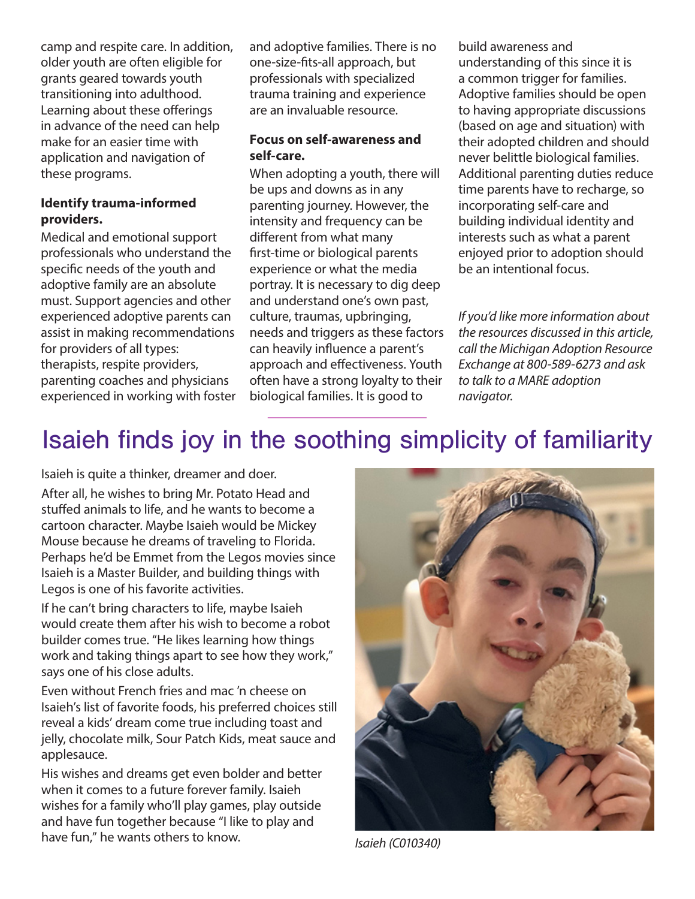camp and respite care. In addition, older youth are often eligible for grants geared towards youth transitioning into adulthood. Learning about these offerings in advance of the need can help make for an easier time with application and navigation of these programs.

**Identify trauma-informed providers.**

Medical and emotional support professionals who understand the specific needs of the youth and adoptive family are an absolute must. Support agencies and other experienced adoptive parents can assist in making recommendations for providers of all types: therapists, respite providers, parenting coaches and physicians experienced in working with foster and adoptive families. There is no one-size-fits-all approach, but professionals with specialized trauma training and experience are an invaluable resource.

**Focus on self-awareness and self-care.**

When adopting a youth, there will be ups and downs as in any parenting journey. However, the intensity and frequency can be different from what many first-time or biological parents experience or what the media portray. It is necessary to dig deep and understand one's own past, culture, traumas, upbringing, needs and triggers as these factors can heavily influence a parent's approach and effectiveness. Youth often have a strong loyalty to their biological families. It is good to build awareness and understanding of this since it is a common trigger for families. Adoptive families should be open to having appropriate discussions (based on age and situation) with their adopted children and should never belittle biological families. Additional parenting duties reduce time parents have to recharge, so incorporating self-care and building individual identity and interests such as what a parent enjoyed prior to adoption should be an intentional focus.

*If you'd like more information about the resources discussed in this article, call the Michigan Adoption Resource Exchange at 800-589-6273 and ask to talk to a MARE adoption navigator.*

# Isaieh finds joy in the soothing simplicity of familiarity

Isaieh is quite a thinker, dreamer and doer.

After all, he wishes to bring Mr. Potato Head and stuffed animals to life, and he wants to become a cartoon character. Maybe Isaieh would be Mickey Mouse because he dreams of traveling to Florida. Perhaps he'd be Emmet from the Legos movies since Isaieh is a Master Builder, and building things with Legos is one of his favorite activities.

If he can't bring characters to life, maybe Isaieh would create them after his wish to become a robot builder comes true. "He likes learning how things work and taking things apart to see how they work," says one of his close adults.

Even without French fries and mac 'n cheese on Isaieh's list of favorite foods, his preferred choices still reveal a kids' dream come true including toast and jelly, chocolate milk, Sour Patch Kids, meat sauce and applesauce.

His wishes and dreams get even bolder and better when it comes to a future forever family. Isaieh wishes for a family who'll play games, play outside and have fun together because "I like to play and have fun," he wants others to know.

*Isaieh (C010340)*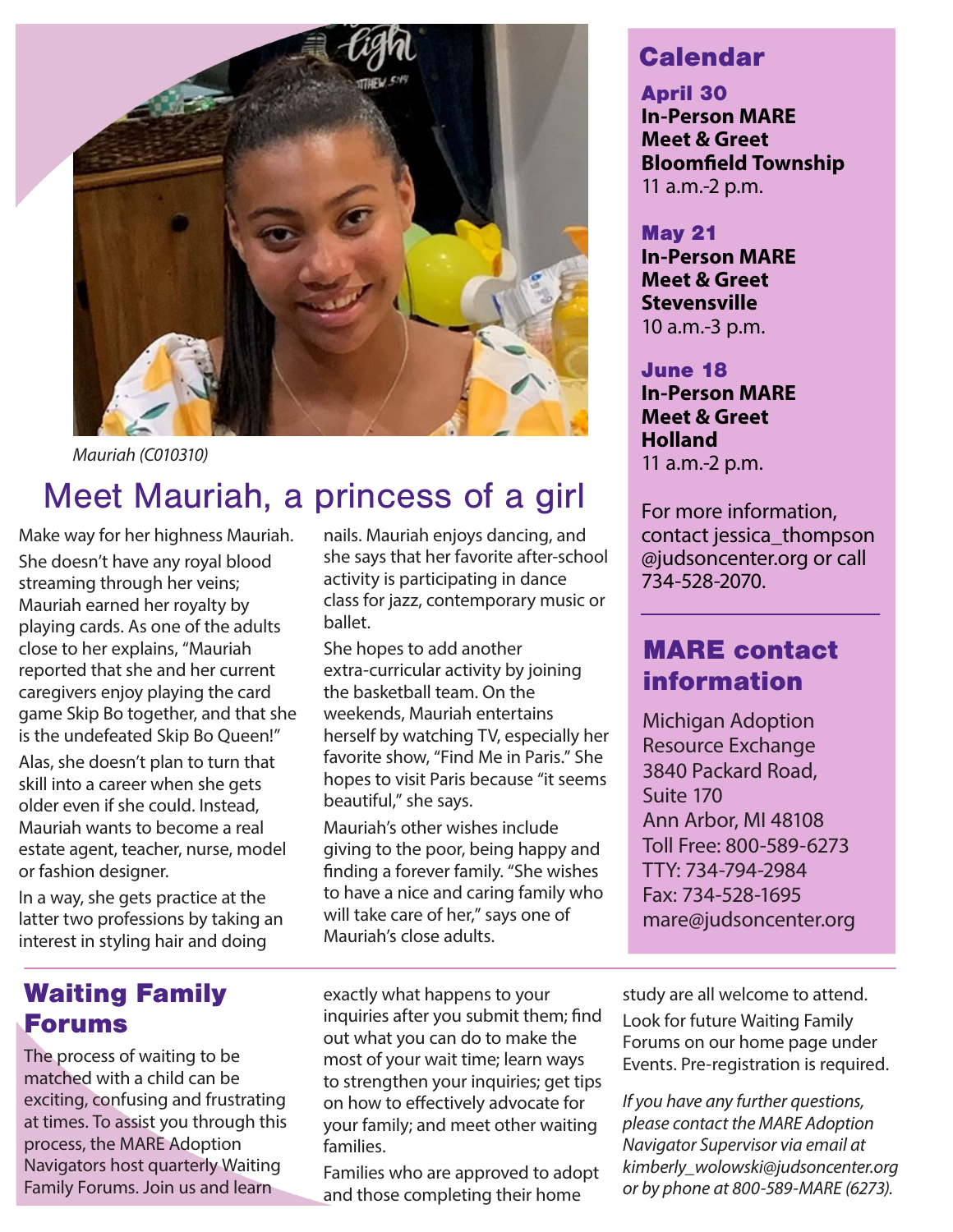Mauriah (C010310)

# Meet Mauriah, a princess of a girl

Make way for her highness Mauriah. She doesn't have any royal blood streaming through her veins; Mauriah earned her royalty by playing cards. As one of the adults close to her explains, "Mauriah reported that she and her current caregivers enjoy playing the card game Skip Bo together, and that she is the undefeated Skip Bo Queen!"

Alas, she doesn't plan to turn that skill into a career when she gets older even if she could. Instead, Mauriah wants to become a real estate agent, teacher, nurse, model or fashion designer.

In a way, she gets practice at the latter two professions by taking an interest in styling hair and doing nails. Mauriah enjoys dancing, and she says that her favorite after-school activity is participating in dance class for jazz, contemporary music or ballet.

She hopes to add another extra-curricular activity by joining the basketball team. On the weekends, Mauriah entertains herself by watching TV, especially her favorite show, "Find Me in Paris." She hopes to visit Paris because "it seems beautiful," she says.

Mauriah's other wishes include giving to the poor, being happy and finding a forever family. "She wishes to have a nice and caring family who will take care of her," says one of Mauriah's close adults.

## Calendar

**April 30**
**In-Person MARE Meet & Greet**
**Bloomfield Township**
11 a.m.-2 p.m.

**May 21**
**In-Person MARE Meet & Greet**
**Stevensville**
10 a.m.-3 p.m.

**June 18**
**In-Person MARE Meet & Greet**
**Holland**
11 a.m.-2 p.m.

For more information, contact jessica_thompson@judsoncenter.org or call 734-528-2070.

## MARE contact information

Michigan Adoption Resource Exchange
3840 Packard Road, Suite 170
Ann Arbor, MI 48108
Toll Free: 800-589-6273
TTY: 734-794-2984
Fax: 734-528-1695
mare@judsoncenter.org

## Waiting Family Forums

The process of waiting to be matched with a child can be exciting, confusing and frustrating at times. To assist you through this process, the MARE Adoption Navigators host quarterly Waiting Family Forums. Join us and learn exactly what happens to your inquiries after you submit them; find out what you can do to make the most of your wait time; learn ways to strengthen your inquiries; get tips on how to effectively advocate for your family; and meet other waiting families.

Families who are approved to adopt and those completing their home study are all welcome to attend.

Look for future Waiting Family Forums on our home page under Events. Pre-registration is required.

*If you have any further questions, please contact the MARE Adoption Navigator Supervisor via email at kimberly_wolowski@judsoncenter.org or by phone at 800-589-MARE (6273).*